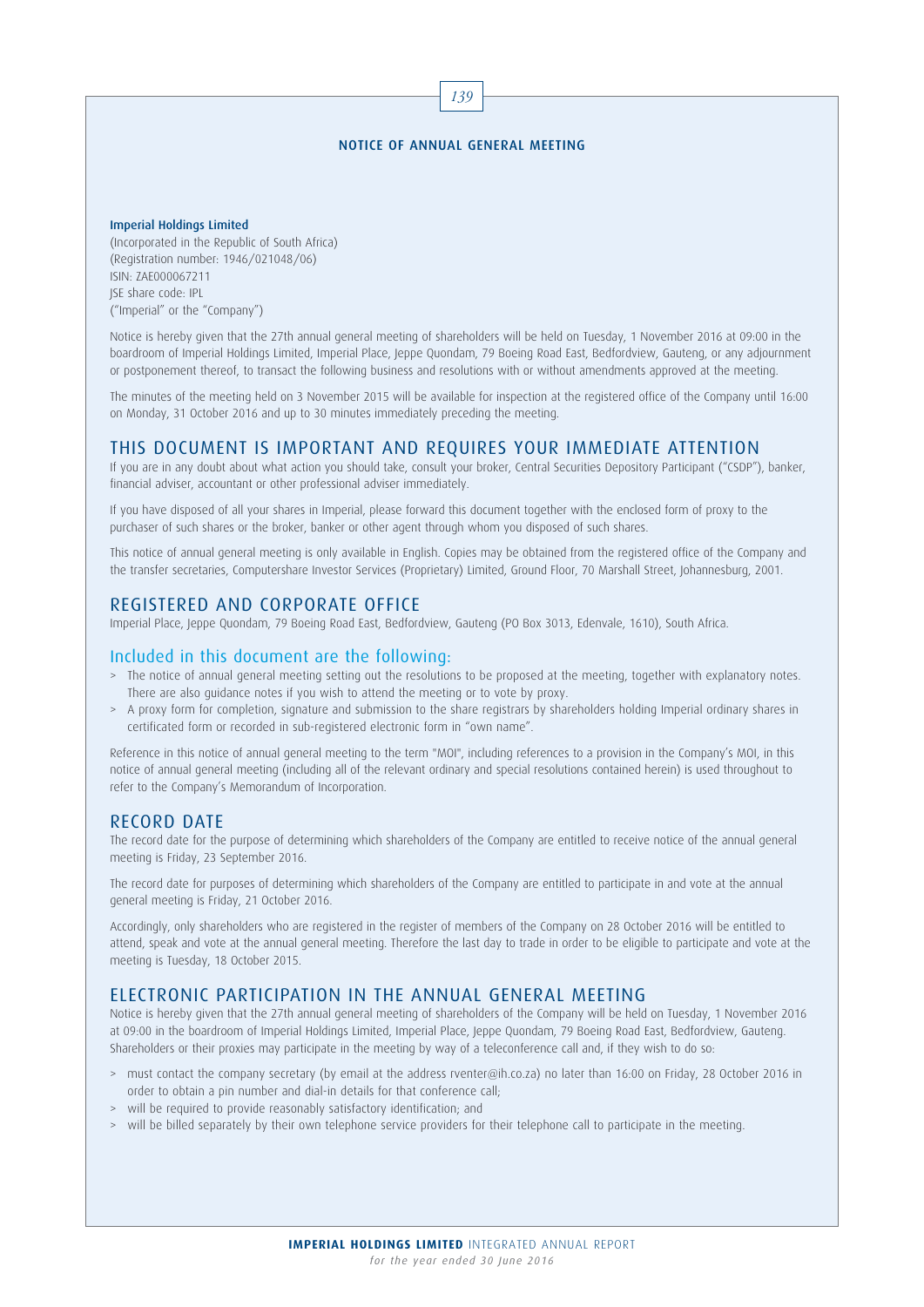# NOTICE OF ANNUAL GENERAL MEETING

**Imperial Holdings Limited**
(Incorporated in the Republic of South Africa)
(Registration number: 1946/021048/06)
ISIN: ZAE000067211
JSE share code: IPL
("Imperial" or the "Company")

Notice is hereby given that the 27th annual general meeting of shareholders will be held on Tuesday, 1 November 2016 at 09:00 in the boardroom of Imperial Holdings Limited, Imperial Place, Jeppe Quondam, 79 Boeing Road East, Bedfordview, Gauteng, or any adjournment or postponement thereof, to transact the following business and resolutions with or without amendments approved at the meeting.

The minutes of the meeting held on 3 November 2015 will be available for inspection at the registered office of the Company until 16:00 on Monday, 31 October 2016 and up to 30 minutes immediately preceding the meeting.

## THIS DOCUMENT IS IMPORTANT AND REQUIRES YOUR IMMEDIATE ATTENTION

If you are in any doubt about what action you should take, consult your broker, Central Securities Depository Participant ("CSDP"), banker, financial adviser, accountant or other professional adviser immediately.

If you have disposed of all your shares in Imperial, please forward this document together with the enclosed form of proxy to the purchaser of such shares or the broker, banker or other agent through whom you disposed of such shares.

This notice of annual general meeting is only available in English. Copies may be obtained from the registered office of the Company and the transfer secretaries, Computershare Investor Services (Proprietary) Limited, Ground Floor, 70 Marshall Street, Johannesburg, 2001.

## REGISTERED AND CORPORATE OFFICE

Imperial Place, Jeppe Quondam, 79 Boeing Road East, Bedfordview, Gauteng (PO Box 3013, Edenvale, 1610), South Africa.

## Included in this document are the following:

> The notice of annual general meeting setting out the resolutions to be proposed at the meeting, together with explanatory notes. There are also guidance notes if you wish to attend the meeting or to vote by proxy.

> A proxy form for completion, signature and submission to the share registrars by shareholders holding Imperial ordinary shares in certificated form or recorded in sub-registered electronic form in "own name".

Reference in this notice of annual general meeting to the term "MOI", including references to a provision in the Company's MOI, in this notice of annual general meeting (including all of the relevant ordinary and special resolutions contained herein) is used throughout to refer to the Company's Memorandum of Incorporation.

## RECORD DATE

The record date for the purpose of determining which shareholders of the Company are entitled to receive notice of the annual general meeting is Friday, 23 September 2016.

The record date for purposes of determining which shareholders of the Company are entitled to participate in and vote at the annual general meeting is Friday, 21 October 2016.

Accordingly, only shareholders who are registered in the register of members of the Company on 28 October 2016 will be entitled to attend, speak and vote at the annual general meeting. Therefore the last day to trade in order to be eligible to participate and vote at the meeting is Tuesday, 18 October 2015.

## ELECTRONIC PARTICIPATION IN THE ANNUAL GENERAL MEETING

Notice is hereby given that the 27th annual general meeting of shareholders of the Company will be held on Tuesday, 1 November 2016 at 09:00 in the boardroom of Imperial Holdings Limited, Imperial Place, Jeppe Quondam, 79 Boeing Road East, Bedfordview, Gauteng. Shareholders or their proxies may participate in the meeting by way of a teleconference call and, if they wish to do so:

> must contact the company secretary (by email at the address rventer@ih.co.za) no later than 16:00 on Friday, 28 October 2016 in order to obtain a pin number and dial-in details for that conference call;

> will be required to provide reasonably satisfactory identification; and

> will be billed separately by their own telephone service providers for their telephone call to participate in the meeting.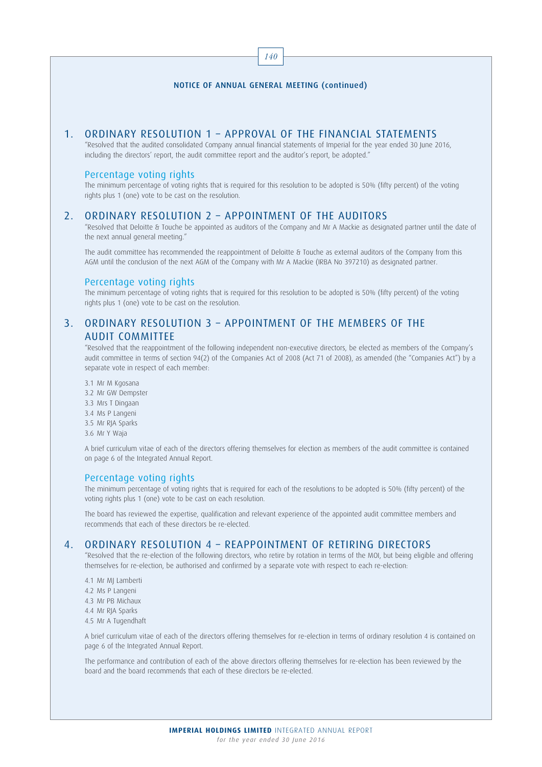## NOTICE OF ANNUAL GENERAL MEETING (continued)

## 1. ORDINARY RESOLUTION 1 – APPROVAL OF THE FINANCIAL STATEMENTS

"Resolved that the audited consolidated Company annual financial statements of Imperial for the year ended 30 June 2016, including the directors' report, the audit committee report and the auditor's report, be adopted."

### Percentage voting rights

The minimum percentage of voting rights that is required for this resolution to be adopted is 50% (fifty percent) of the voting rights plus 1 (one) vote to be cast on the resolution.

## 2. ORDINARY RESOLUTION 2 – APPOINTMENT OF THE AUDITORS

"Resolved that Deloitte & Touche be appointed as auditors of the Company and Mr A Mackie as designated partner until the date of the next annual general meeting."

The audit committee has recommended the reappointment of Deloitte & Touche as external auditors of the Company from this AGM until the conclusion of the next AGM of the Company with Mr A Mackie (IRBA No 397210) as designated partner.

### Percentage voting rights

The minimum percentage of voting rights that is required for this resolution to be adopted is 50% (fifty percent) of the voting rights plus 1 (one) vote to be cast on the resolution.

## 3. ORDINARY RESOLUTION 3 – APPOINTMENT OF THE MEMBERS OF THE AUDIT COMMITTEE

"Resolved that the reappointment of the following independent non-executive directors, be elected as members of the Company's audit committee in terms of section 94(2) of the Companies Act of 2008 (Act 71 of 2008), as amended (the "Companies Act") by a separate vote in respect of each member:

3.1 Mr M Kgosana
3.2 Mr GW Dempster
3.3 Mrs T Dingaan
3.4 Ms P Langeni
3.5 Mr RJA Sparks
3.6 Mr Y Waja

A brief curriculum vitae of each of the directors offering themselves for election as members of the audit committee is contained on page 6 of the Integrated Annual Report.

### Percentage voting rights

The minimum percentage of voting rights that is required for each of the resolutions to be adopted is 50% (fifty percent) of the voting rights plus 1 (one) vote to be cast on each resolution.

The board has reviewed the expertise, qualification and relevant experience of the appointed audit committee members and recommends that each of these directors be re-elected.

## 4. ORDINARY RESOLUTION 4 – REAPPOINTMENT OF RETIRING DIRECTORS

"Resolved that the re-election of the following directors, who retire by rotation in terms of the MOI, but being eligible and offering themselves for re-election, be authorised and confirmed by a separate vote with respect to each re-election:

4.1 Mr MJ Lamberti
4.2 Ms P Langeni
4.3 Mr PB Michaux
4.4 Mr RJA Sparks
4.5 Mr A Tugendhaft

A brief curriculum vitae of each of the directors offering themselves for re-election in terms of ordinary resolution 4 is contained on page 6 of the Integrated Annual Report.

The performance and contribution of each of the above directors offering themselves for re-election has been reviewed by the board and the board recommends that each of these directors be re-elected.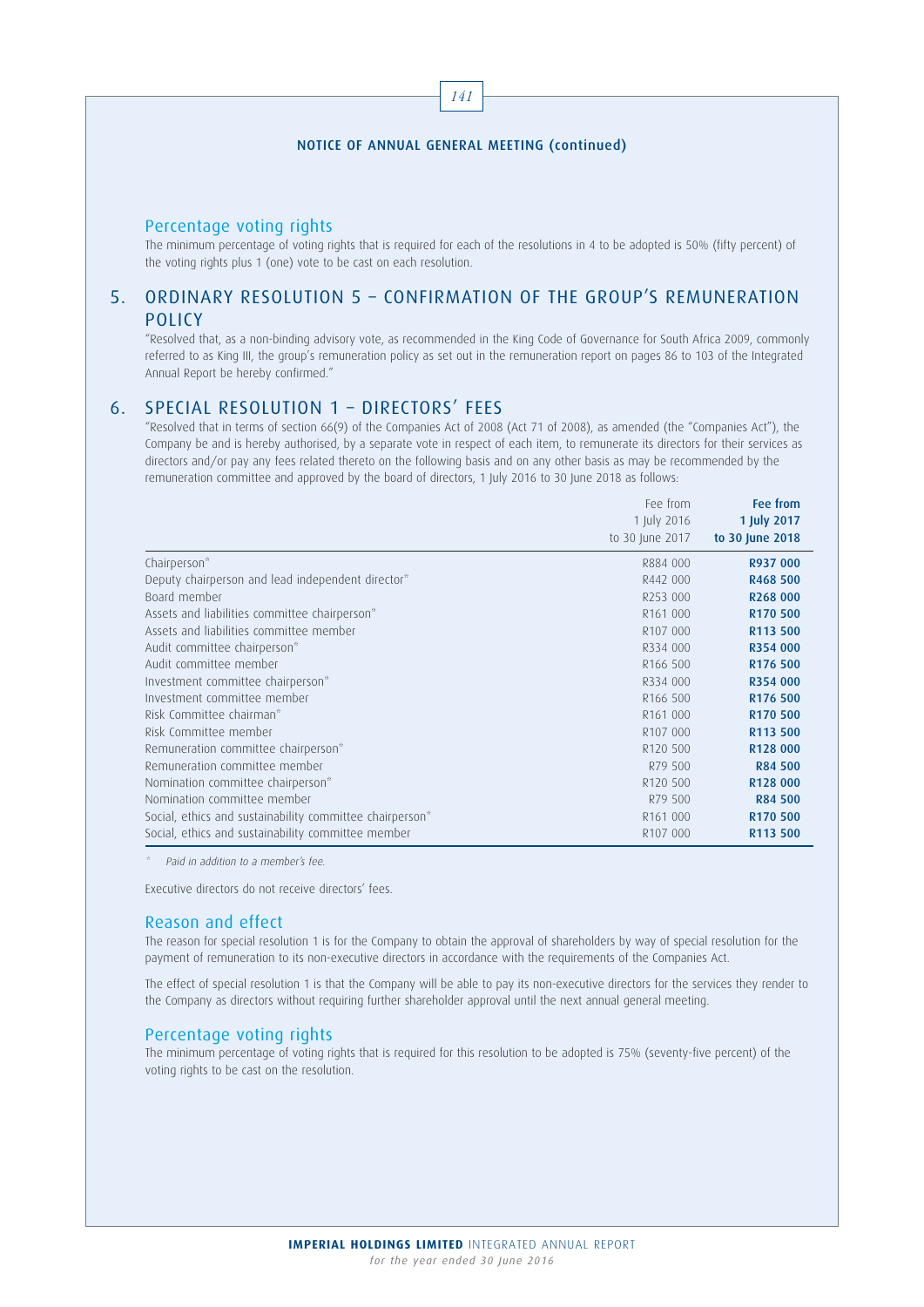NOTICE OF ANNUAL GENERAL MEETING (continued)

### Percentage voting rights

The minimum percentage of voting rights that is required for each of the resolutions in 4 to be adopted is 50% (fifty percent) of the voting rights plus 1 (one) vote to be cast on each resolution.

## 5. ORDINARY RESOLUTION 5 – CONFIRMATION OF THE GROUP'S REMUNERATION POLICY

"Resolved that, as a non-binding advisory vote, as recommended in the King Code of Governance for South Africa 2009, commonly referred to as King III, the group's remuneration policy as set out in the remuneration report on pages 86 to 103 of the Integrated Annual Report be hereby confirmed."

## 6. SPECIAL RESOLUTION 1 – DIRECTORS' FEES

"Resolved that in terms of section 66(9) of the Companies Act of 2008 (Act 71 of 2008), as amended (the "Companies Act"), the Company be and is hereby authorised, by a separate vote in respect of each item, to remunerate its directors for their services as directors and/or pay any fees related thereto on the following basis and on any other basis as may be recommended by the remuneration committee and approved by the board of directors, 1 July 2016 to 30 June 2018 as follows:

| | Fee from 1 July 2016 to 30 June 2017 | **Fee from 1 July 2017 to 30 June 2018** |
|---|---|---|
| Chairperson* | R884 000 | **R937 000** |
| Deputy chairperson and lead independent director* | R442 000 | **R468 500** |
| Board member | R253 000 | **R268 000** |
| Assets and liabilities committee chairperson* | R161 000 | **R170 500** |
| Assets and liabilities committee member | R107 000 | **R113 500** |
| Audit committee chairperson* | R334 000 | **R354 000** |
| Audit committee member | R166 500 | **R176 500** |
| Investment committee chairperson* | R334 000 | **R354 000** |
| Investment committee member | R166 500 | **R176 500** |
| Risk Committee chairman* | R161 000 | **R170 500** |
| Risk Committee member | R107 000 | **R113 500** |
| Remuneration committee chairperson* | R120 500 | **R128 000** |
| Remuneration committee member | R79 500 | **R84 500** |
| Nomination committee chairperson* | R120 500 | **R128 000** |
| Nomination committee member | R79 500 | **R84 500** |
| Social, ethics and sustainability committee chairperson* | R161 000 | **R170 500** |
| Social, ethics and sustainability committee member | R107 000 | **R113 500** |

\* *Paid in addition to a member's fee.*

Executive directors do not receive directors' fees.

### Reason and effect

The reason for special resolution 1 is for the Company to obtain the approval of shareholders by way of special resolution for the payment of remuneration to its non-executive directors in accordance with the requirements of the Companies Act.

The effect of special resolution 1 is that the Company will be able to pay its non-executive directors for the services they render to the Company as directors without requiring further shareholder approval until the next annual general meeting.

### Percentage voting rights

The minimum percentage of voting rights that is required for this resolution to be adopted is 75% (seventy-five percent) of the voting rights to be cast on the resolution.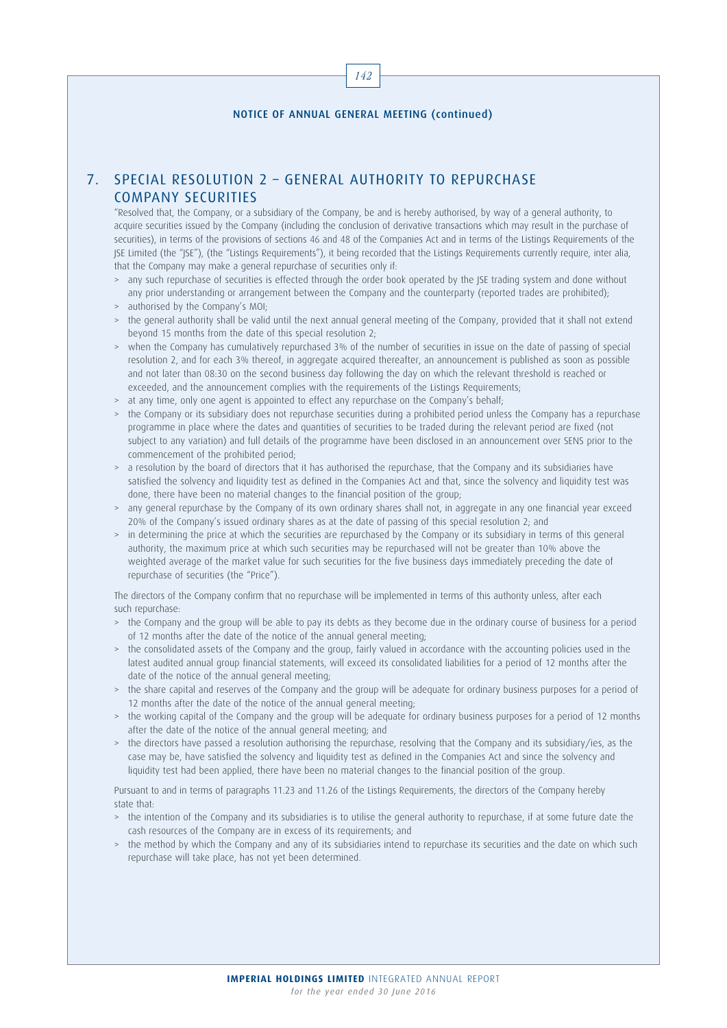## NOTICE OF ANNUAL GENERAL MEETING (continued)

## 7. SPECIAL RESOLUTION 2 – GENERAL AUTHORITY TO REPURCHASE COMPANY SECURITIES

"Resolved that, the Company, or a subsidiary of the Company, be and is hereby authorised, by way of a general authority, to acquire securities issued by the Company (including the conclusion of derivative transactions which may result in the purchase of securities), in terms of the provisions of sections 46 and 48 of the Companies Act and in terms of the Listings Requirements of the JSE Limited (the "JSE"), (the "Listings Requirements"), it being recorded that the Listings Requirements currently require, inter alia, that the Company may make a general repurchase of securities only if:

> any such repurchase of securities is effected through the order book operated by the JSE trading system and done without any prior understanding or arrangement between the Company and the counterparty (reported trades are prohibited);
> authorised by the Company's MOI;
> the general authority shall be valid until the next annual general meeting of the Company, provided that it shall not extend beyond 15 months from the date of this special resolution 2;
> when the Company has cumulatively repurchased 3% of the number of securities in issue on the date of passing of special resolution 2, and for each 3% thereof, in aggregate acquired thereafter, an announcement is published as soon as possible and not later than 08:30 on the second business day following the day on which the relevant threshold is reached or exceeded, and the announcement complies with the requirements of the Listings Requirements;
> at any time, only one agent is appointed to effect any repurchase on the Company's behalf;
> the Company or its subsidiary does not repurchase securities during a prohibited period unless the Company has a repurchase programme in place where the dates and quantities of securities to be traded during the relevant period are fixed (not subject to any variation) and full details of the programme have been disclosed in an announcement over SENS prior to the commencement of the prohibited period;
> a resolution by the board of directors that it has authorised the repurchase, that the Company and its subsidiaries have satisfied the solvency and liquidity test as defined in the Companies Act and that, since the solvency and liquidity test was done, there have been no material changes to the financial position of the group;
> any general repurchase by the Company of its own ordinary shares shall not, in aggregate in any one financial year exceed 20% of the Company's issued ordinary shares as at the date of passing of this special resolution 2; and
> in determining the price at which the securities are repurchased by the Company or its subsidiary in terms of this general authority, the maximum price at which such securities may be repurchased will not be greater than 10% above the weighted average of the market value for such securities for the five business days immediately preceding the date of repurchase of securities (the "Price").

The directors of the Company confirm that no repurchase will be implemented in terms of this authority unless, after each such repurchase:

> the Company and the group will be able to pay its debts as they become due in the ordinary course of business for a period of 12 months after the date of the notice of the annual general meeting;
> the consolidated assets of the Company and the group, fairly valued in accordance with the accounting policies used in the latest audited annual group financial statements, will exceed its consolidated liabilities for a period of 12 months after the date of the notice of the annual general meeting;
> the share capital and reserves of the Company and the group will be adequate for ordinary business purposes for a period of 12 months after the date of the notice of the annual general meeting;
> the working capital of the Company and the group will be adequate for ordinary business purposes for a period of 12 months after the date of the notice of the annual general meeting; and
> the directors have passed a resolution authorising the repurchase, resolving that the Company and its subsidiary/ies, as the case may be, have satisfied the solvency and liquidity test as defined in the Companies Act and since the solvency and liquidity test had been applied, there have been no material changes to the financial position of the group.

Pursuant to and in terms of paragraphs 11.23 and 11.26 of the Listings Requirements, the directors of the Company hereby state that:

> the intention of the Company and its subsidiaries is to utilise the general authority to repurchase, if at some future date the cash resources of the Company are in excess of its requirements; and
> the method by which the Company and any of its subsidiaries intend to repurchase its securities and the date on which such repurchase will take place, has not yet been determined.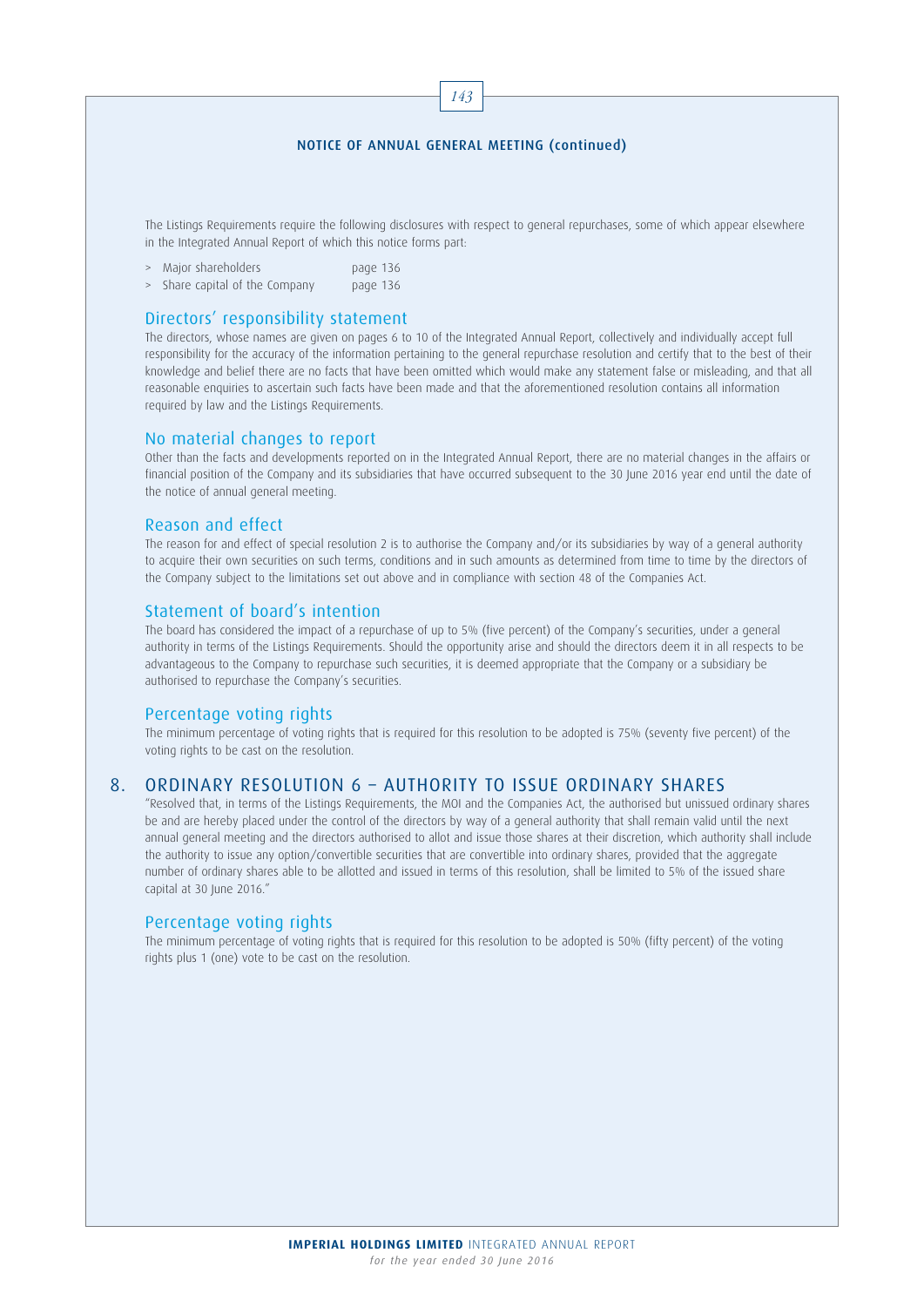## NOTICE OF ANNUAL GENERAL MEETING (continued)

The Listings Requirements require the following disclosures with respect to general repurchases, some of which appear elsewhere in the Integrated Annual Report of which this notice forms part:

> Major shareholders page 136
> Share capital of the Company page 136

### Directors' responsibility statement

The directors, whose names are given on pages 6 to 10 of the Integrated Annual Report, collectively and individually accept full responsibility for the accuracy of the information pertaining to the general repurchase resolution and certify that to the best of their knowledge and belief there are no facts that have been omitted which would make any statement false or misleading, and that all reasonable enquiries to ascertain such facts have been made and that the aforementioned resolution contains all information required by law and the Listings Requirements.

### No material changes to report

Other than the facts and developments reported on in the Integrated Annual Report, there are no material changes in the affairs or financial position of the Company and its subsidiaries that have occurred subsequent to the 30 June 2016 year end until the date of the notice of annual general meeting.

### Reason and effect

The reason for and effect of special resolution 2 is to authorise the Company and/or its subsidiaries by way of a general authority to acquire their own securities on such terms, conditions and in such amounts as determined from time to time by the directors of the Company subject to the limitations set out above and in compliance with section 48 of the Companies Act.

### Statement of board's intention

The board has considered the impact of a repurchase of up to 5% (five percent) of the Company's securities, under a general authority in terms of the Listings Requirements. Should the opportunity arise and should the directors deem it in all respects to be advantageous to the Company to repurchase such securities, it is deemed appropriate that the Company or a subsidiary be authorised to repurchase the Company's securities.

### Percentage voting rights

The minimum percentage of voting rights that is required for this resolution to be adopted is 75% (seventy five percent) of the voting rights to be cast on the resolution.

## 8. ORDINARY RESOLUTION 6 – AUTHORITY TO ISSUE ORDINARY SHARES

"Resolved that, in terms of the Listings Requirements, the MOI and the Companies Act, the authorised but unissued ordinary shares be and are hereby placed under the control of the directors by way of a general authority that shall remain valid until the next annual general meeting and the directors authorised to allot and issue those shares at their discretion, which authority shall include the authority to issue any option/convertible securities that are convertible into ordinary shares, provided that the aggregate number of ordinary shares able to be allotted and issued in terms of this resolution, shall be limited to 5% of the issued share capital at 30 June 2016."

### Percentage voting rights

The minimum percentage of voting rights that is required for this resolution to be adopted is 50% (fifty percent) of the voting rights plus 1 (one) vote to be cast on the resolution.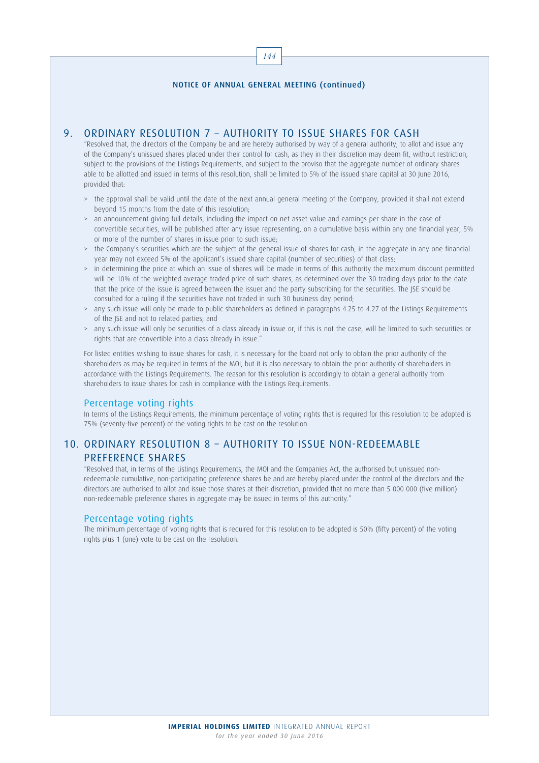## NOTICE OF ANNUAL GENERAL MEETING (continued)

## 9. ORDINARY RESOLUTION 7 – AUTHORITY TO ISSUE SHARES FOR CASH

"Resolved that, the directors of the Company be and are hereby authorised by way of a general authority, to allot and issue any of the Company's unissued shares placed under their control for cash, as they in their discretion may deem fit, without restriction, subject to the provisions of the Listings Requirements, and subject to the proviso that the aggregate number of ordinary shares able to be allotted and issued in terms of this resolution, shall be limited to 5% of the issued share capital at 30 June 2016, provided that:

- the approval shall be valid until the date of the next annual general meeting of the Company, provided it shall not extend beyond 15 months from the date of this resolution;
- an announcement giving full details, including the impact on net asset value and earnings per share in the case of convertible securities, will be published after any issue representing, on a cumulative basis within any one financial year, 5% or more of the number of shares in issue prior to such issue;
- the Company's securities which are the subject of the general issue of shares for cash, in the aggregate in any one financial year may not exceed 5% of the applicant's issued share capital (number of securities) of that class;
- in determining the price at which an issue of shares will be made in terms of this authority the maximum discount permitted will be 10% of the weighted average traded price of such shares, as determined over the 30 trading days prior to the date that the price of the issue is agreed between the issuer and the party subscribing for the securities. The JSE should be consulted for a ruling if the securities have not traded in such 30 business day period;
- any such issue will only be made to public shareholders as defined in paragraphs 4.25 to 4.27 of the Listings Requirements of the JSE and not to related parties; and
- any such issue will only be securities of a class already in issue or, if this is not the case, will be limited to such securities or rights that are convertible into a class already in issue."

For listed entities wishing to issue shares for cash, it is necessary for the board not only to obtain the prior authority of the shareholders as may be required in terms of the MOI, but it is also necessary to obtain the prior authority of shareholders in accordance with the Listings Requirements. The reason for this resolution is accordingly to obtain a general authority from shareholders to issue shares for cash in compliance with the Listings Requirements.

### Percentage voting rights

In terms of the Listings Requirements, the minimum percentage of voting rights that is required for this resolution to be adopted is 75% (seventy-five percent) of the voting rights to be cast on the resolution.

## 10. ORDINARY RESOLUTION 8 – AUTHORITY TO ISSUE NON-REDEEMABLE PREFERENCE SHARES

"Resolved that, in terms of the Listings Requirements, the MOI and the Companies Act, the authorised but unissued non-redeemable cumulative, non-participating preference shares be and are hereby placed under the control of the directors and the directors are authorised to allot and issue those shares at their discretion, provided that no more than 5 000 000 (five million) non-redeemable preference shares in aggregate may be issued in terms of this authority."

### Percentage voting rights

The minimum percentage of voting rights that is required for this resolution to be adopted is 50% (fifty percent) of the voting rights plus 1 (one) vote to be cast on the resolution.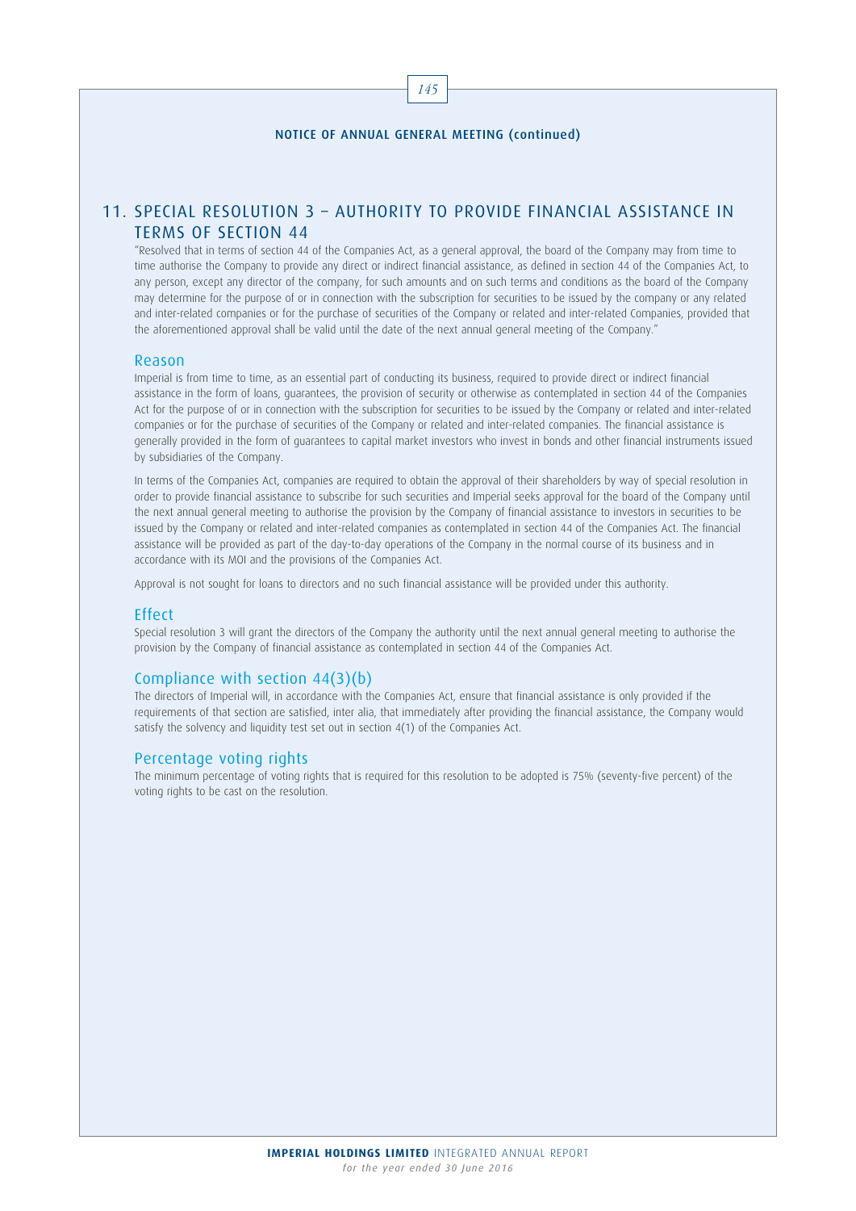# NOTICE OF ANNUAL GENERAL MEETING (continued)

## 11. SPECIAL RESOLUTION 3 – AUTHORITY TO PROVIDE FINANCIAL ASSISTANCE IN TERMS OF SECTION 44

"Resolved that in terms of section 44 of the Companies Act, as a general approval, the board of the Company may from time to time authorise the Company to provide any direct or indirect financial assistance, as defined in section 44 of the Companies Act, to any person, except any director of the company, for such amounts and on such terms and conditions as the board of the Company may determine for the purpose of or in connection with the subscription for securities to be issued by the company or any related and inter-related companies or for the purchase of securities of the Company or related and inter-related Companies, provided that the aforementioned approval shall be valid until the date of the next annual general meeting of the Company."

### Reason

Imperial is from time to time, as an essential part of conducting its business, required to provide direct or indirect financial assistance in the form of loans, guarantees, the provision of security or otherwise as contemplated in section 44 of the Companies Act for the purpose of or in connection with the subscription for securities to be issued by the Company or related and inter-related companies or for the purchase of securities of the Company or related and inter-related companies. The financial assistance is generally provided in the form of guarantees to capital market investors who invest in bonds and other financial instruments issued by subsidiaries of the Company.

In terms of the Companies Act, companies are required to obtain the approval of their shareholders by way of special resolution in order to provide financial assistance to subscribe for such securities and Imperial seeks approval for the board of the Company until the next annual general meeting to authorise the provision by the Company of financial assistance to investors in securities to be issued by the Company or related and inter-related companies as contemplated in section 44 of the Companies Act. The financial assistance will be provided as part of the day-to-day operations of the Company in the normal course of its business and in accordance with its MOI and the provisions of the Companies Act.

Approval is not sought for loans to directors and no such financial assistance will be provided under this authority.

### Effect

Special resolution 3 will grant the directors of the Company the authority until the next annual general meeting to authorise the provision by the Company of financial assistance as contemplated in section 44 of the Companies Act.

### Compliance with section 44(3)(b)

The directors of Imperial will, in accordance with the Companies Act, ensure that financial assistance is only provided if the requirements of that section are satisfied, inter alia, that immediately after providing the financial assistance, the Company would satisfy the solvency and liquidity test set out in section 4(1) of the Companies Act.

### Percentage voting rights

The minimum percentage of voting rights that is required for this resolution to be adopted is 75% (seventy-five percent) of the voting rights to be cast on the resolution.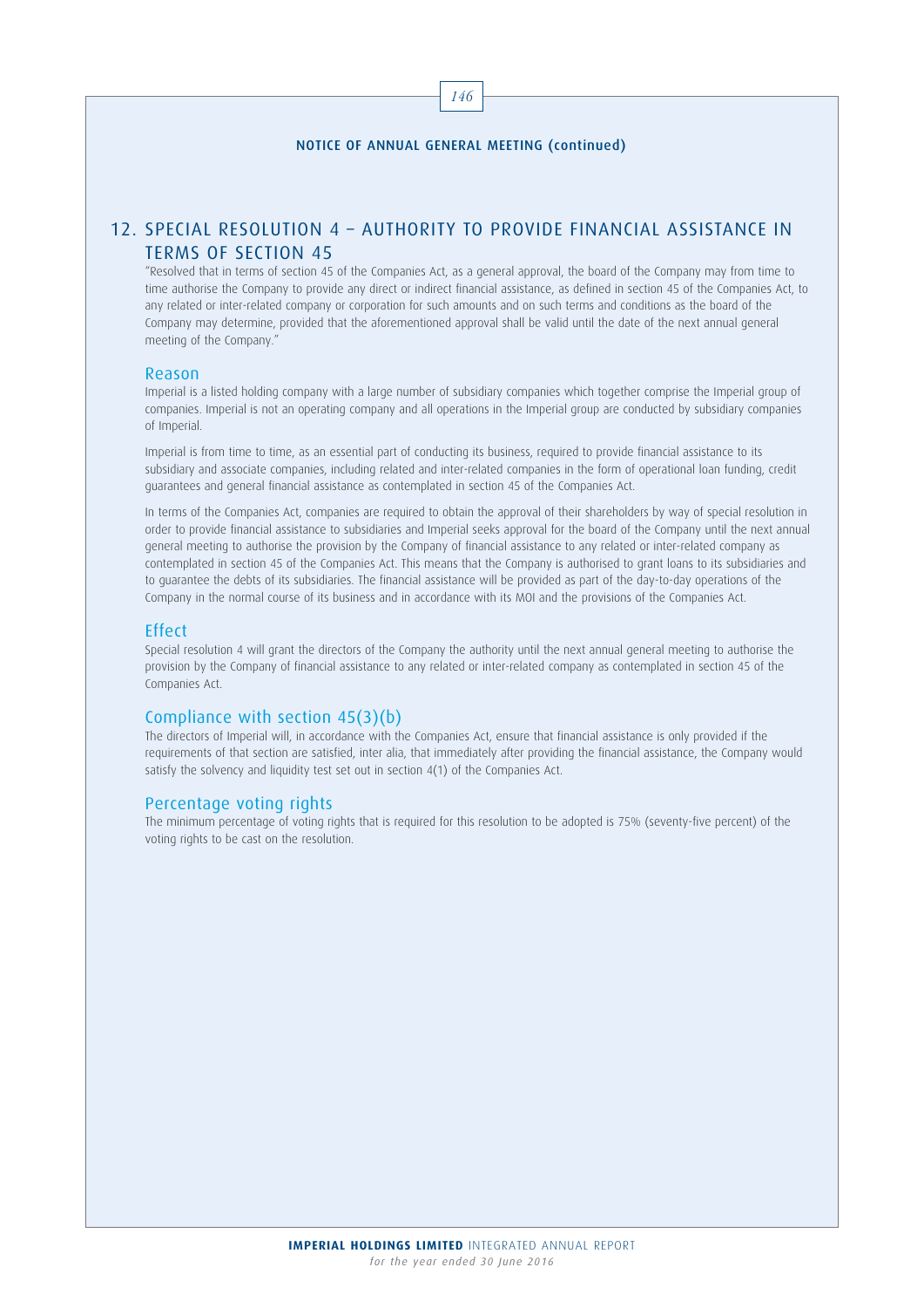**NOTICE OF ANNUAL GENERAL MEETING (continued)**

## 12. SPECIAL RESOLUTION 4 – AUTHORITY TO PROVIDE FINANCIAL ASSISTANCE IN TERMS OF SECTION 45

"Resolved that in terms of section 45 of the Companies Act, as a general approval, the board of the Company may from time to time authorise the Company to provide any direct or indirect financial assistance, as defined in section 45 of the Companies Act, to any related or inter-related company or corporation for such amounts and on such terms and conditions as the board of the Company may determine, provided that the aforementioned approval shall be valid until the date of the next annual general meeting of the Company."

### Reason

Imperial is a listed holding company with a large number of subsidiary companies which together comprise the Imperial group of companies. Imperial is not an operating company and all operations in the Imperial group are conducted by subsidiary companies of Imperial.

Imperial is from time to time, as an essential part of conducting its business, required to provide financial assistance to its subsidiary and associate companies, including related and inter-related companies in the form of operational loan funding, credit guarantees and general financial assistance as contemplated in section 45 of the Companies Act.

In terms of the Companies Act, companies are required to obtain the approval of their shareholders by way of special resolution in order to provide financial assistance to subsidiaries and Imperial seeks approval for the board of the Company until the next annual general meeting to authorise the provision by the Company of financial assistance to any related or inter-related company as contemplated in section 45 of the Companies Act. This means that the Company is authorised to grant loans to its subsidiaries and to guarantee the debts of its subsidiaries. The financial assistance will be provided as part of the day-to-day operations of the Company in the normal course of its business and in accordance with its MOI and the provisions of the Companies Act.

### Effect

Special resolution 4 will grant the directors of the Company the authority until the next annual general meeting to authorise the provision by the Company of financial assistance to any related or inter-related company as contemplated in section 45 of the Companies Act.

### Compliance with section 45(3)(b)

The directors of Imperial will, in accordance with the Companies Act, ensure that financial assistance is only provided if the requirements of that section are satisfied, inter alia, that immediately after providing the financial assistance, the Company would satisfy the solvency and liquidity test set out in section 4(1) of the Companies Act.

### Percentage voting rights

The minimum percentage of voting rights that is required for this resolution to be adopted is 75% (seventy-five percent) of the voting rights to be cast on the resolution.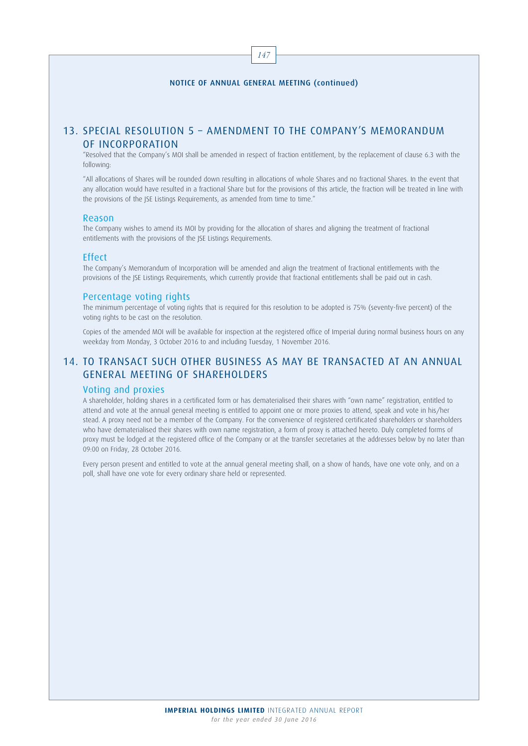## 13. SPECIAL RESOLUTION 5 – AMENDMENT TO THE COMPANY'S MEMORANDUM OF INCORPORATION

"Resolved that the Company's MOI shall be amended in respect of fraction entitlement, by the replacement of clause 6.3 with the following:

"All allocations of Shares will be rounded down resulting in allocations of whole Shares and no fractional Shares. In the event that any allocation would have resulted in a fractional Share but for the provisions of this article, the fraction will be treated in line with the provisions of the JSE Listings Requirements, as amended from time to time."

### Reason

The Company wishes to amend its MOI by providing for the allocation of shares and aligning the treatment of fractional entitlements with the provisions of the JSE Listings Requirements.

### Effect

The Company's Memorandum of Incorporation will be amended and align the treatment of fractional entitlements with the provisions of the JSE Listings Requirements, which currently provide that fractional entitlements shall be paid out in cash.

### Percentage voting rights

The minimum percentage of voting rights that is required for this resolution to be adopted is 75% (seventy-five percent) of the voting rights to be cast on the resolution.

Copies of the amended MOI will be available for inspection at the registered office of Imperial during normal business hours on any weekday from Monday, 3 October 2016 to and including Tuesday, 1 November 2016.

## 14. TO TRANSACT SUCH OTHER BUSINESS AS MAY BE TRANSACTED AT AN ANNUAL GENERAL MEETING OF SHAREHOLDERS

### Voting and proxies

A shareholder, holding shares in a certificated form or has dematerialised their shares with "own name" registration, entitled to attend and vote at the annual general meeting is entitled to appoint one or more proxies to attend, speak and vote in his/her stead. A proxy need not be a member of the Company. For the convenience of registered certificated shareholders or shareholders who have dematerialised their shares with own name registration, a form of proxy is attached hereto. Duly completed forms of proxy must be lodged at the registered office of the Company or at the transfer secretaries at the addresses below by no later than 09:00 on Friday, 28 October 2016.

Every person present and entitled to vote at the annual general meeting shall, on a show of hands, have one vote only, and on a poll, shall have one vote for every ordinary share held or represented.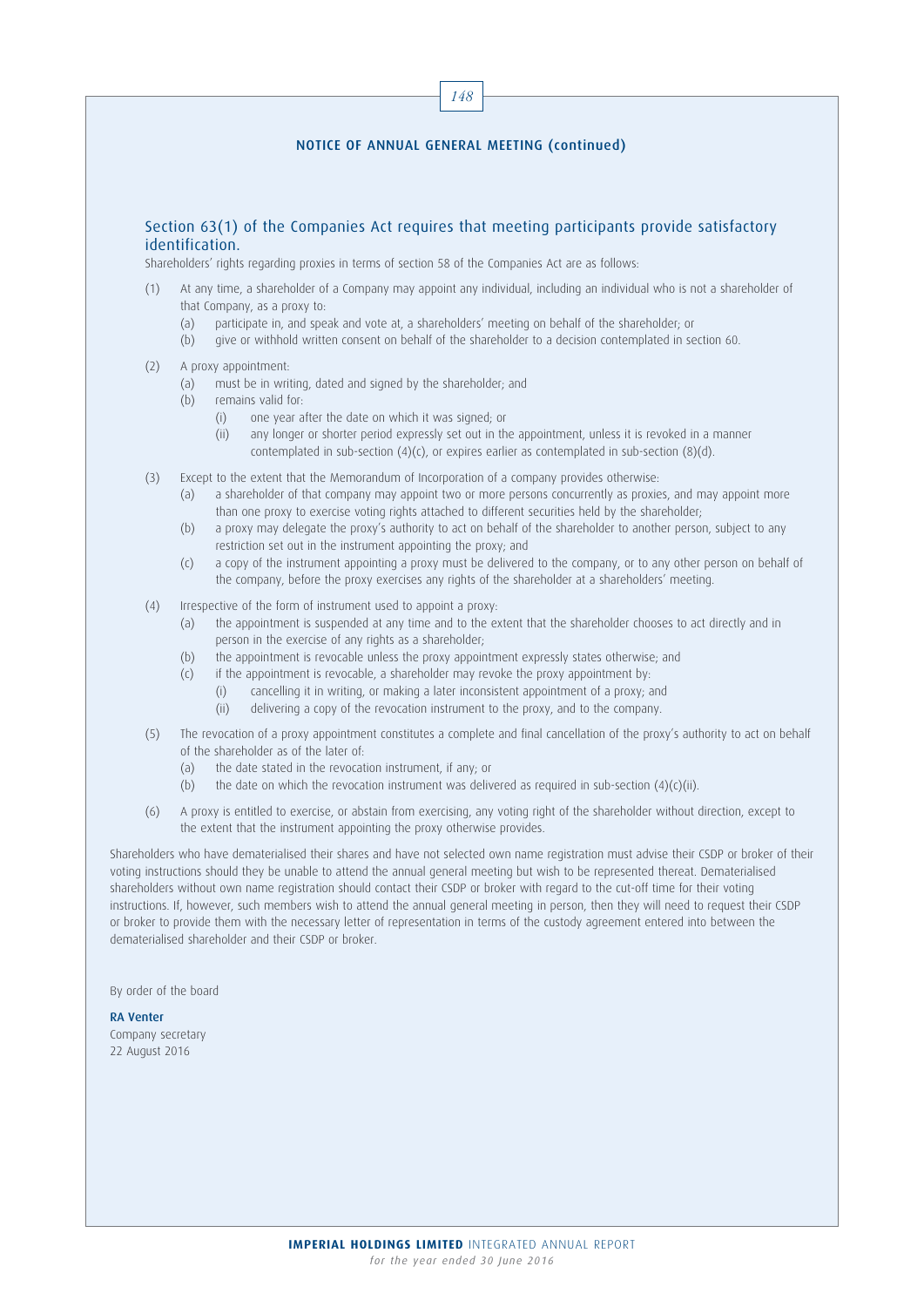## NOTICE OF ANNUAL GENERAL MEETING (continued)

### Section 63(1) of the Companies Act requires that meeting participants provide satisfactory identification.

Shareholders' rights regarding proxies in terms of section 58 of the Companies Act are as follows:

(1) At any time, a shareholder of a Company may appoint any individual, including an individual who is not a shareholder of that Company, as a proxy to:

- (a) participate in, and speak and vote at, a shareholders' meeting on behalf of the shareholder; or
- (b) give or withhold written consent on behalf of the shareholder to a decision contemplated in section 60.

(2) A proxy appointment:

- (a) must be in writing, dated and signed by the shareholder; and
- (b) remains valid for:
  - (i) one year after the date on which it was signed; or
  - (ii) any longer or shorter period expressly set out in the appointment, unless it is revoked in a manner contemplated in sub-section (4)(c), or expires earlier as contemplated in sub-section (8)(d).

(3) Except to the extent that the Memorandum of Incorporation of a company provides otherwise:

- (a) a shareholder of that company may appoint two or more persons concurrently as proxies, and may appoint more than one proxy to exercise voting rights attached to different securities held by the shareholder;
- (b) a proxy may delegate the proxy's authority to act on behalf of the shareholder to another person, subject to any restriction set out in the instrument appointing the proxy; and
- (c) a copy of the instrument appointing a proxy must be delivered to the company, or to any other person on behalf of the company, before the proxy exercises any rights of the shareholder at a shareholders' meeting.

(4) Irrespective of the form of instrument used to appoint a proxy:

- (a) the appointment is suspended at any time and to the extent that the shareholder chooses to act directly and in person in the exercise of any rights as a shareholder;
- (b) the appointment is revocable unless the proxy appointment expressly states otherwise; and
- (c) if the appointment is revocable, a shareholder may revoke the proxy appointment by:
  - (i) cancelling it in writing, or making a later inconsistent appointment of a proxy; and
  - (ii) delivering a copy of the revocation instrument to the proxy, and to the company.

(5) The revocation of a proxy appointment constitutes a complete and final cancellation of the proxy's authority to act on behalf of the shareholder as of the later of:

- (a) the date stated in the revocation instrument, if any; or
- (b) the date on which the revocation instrument was delivered as required in sub-section (4)(c)(ii).

(6) A proxy is entitled to exercise, or abstain from exercising, any voting right of the shareholder without direction, except to the extent that the instrument appointing the proxy otherwise provides.

Shareholders who have dematerialised their shares and have not selected own name registration must advise their CSDP or broker of their voting instructions should they be unable to attend the annual general meeting but wish to be represented thereat. Dematerialised shareholders without own name registration should contact their CSDP or broker with regard to the cut-off time for their voting instructions. If, however, such members wish to attend the annual general meeting in person, then they will need to request their CSDP or broker to provide them with the necessary letter of representation in terms of the custody agreement entered into between the dematerialised shareholder and their CSDP or broker.

By order of the board

**RA Venter**
Company secretary
22 August 2016